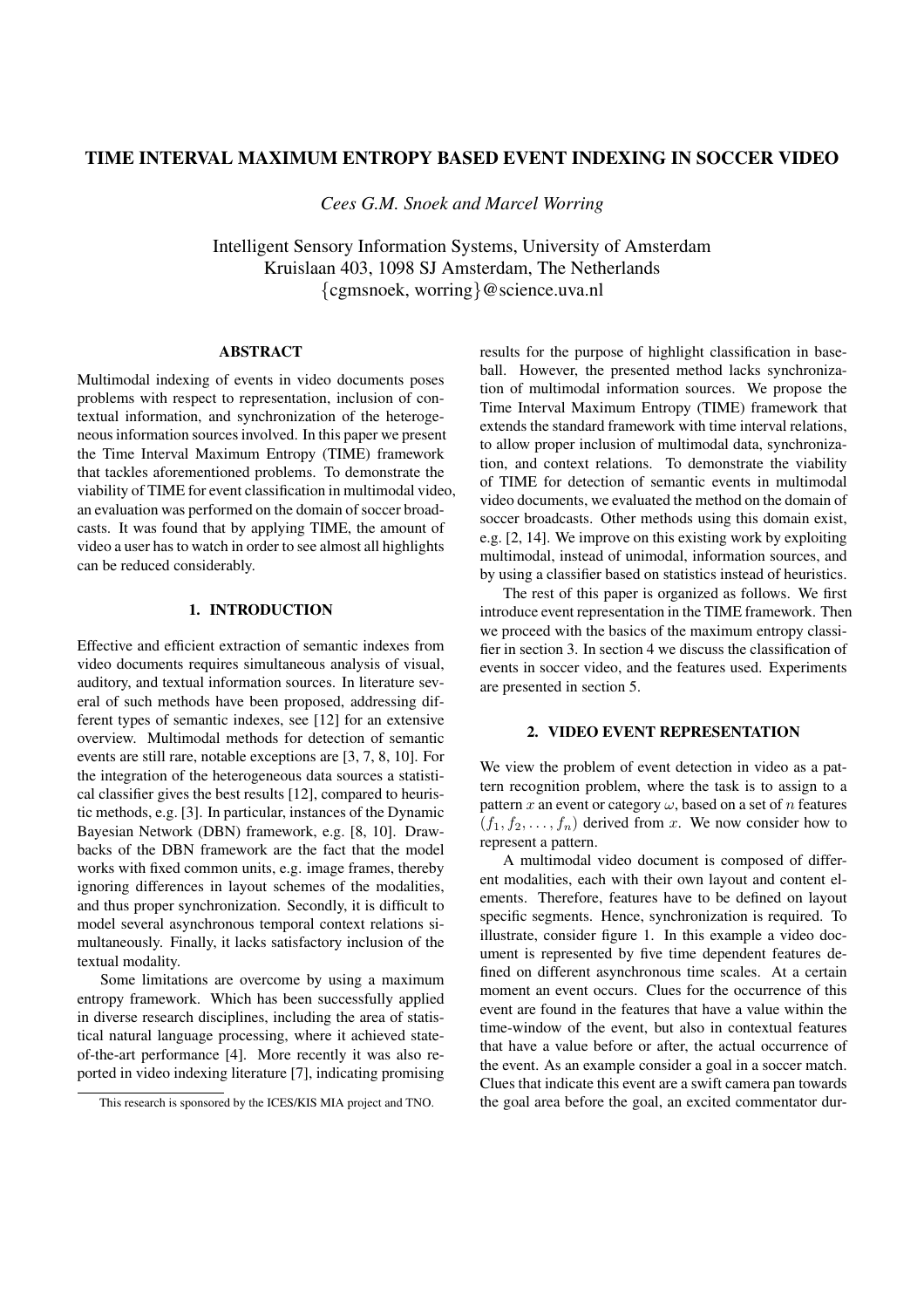# TIME INTERVAL MAXIMUM ENTROPY BASED EVENT INDEXING IN SOCCER VIDEO

*Cees G.M. Snoek and Marcel Worring*

Intelligent Sensory Information Systems, University of Amsterdam
Kruislaan 403, 1098 SJ Amsterdam, The Netherlands
{cgmsnoek, worring}@science.uva.nl

## ABSTRACT

Multimodal indexing of events in video documents poses problems with respect to representation, inclusion of contextual information, and synchronization of the heterogeneous information sources involved. In this paper we present the Time Interval Maximum Entropy (TIME) framework that tackles aforementioned problems. To demonstrate the viability of TIME for event classification in multimodal video, an evaluation was performed on the domain of soccer broadcasts. It was found that by applying TIME, the amount of video a user has to watch in order to see almost all highlights can be reduced considerably.

## 1. INTRODUCTION

Effective and efficient extraction of semantic indexes from video documents requires simultaneous analysis of visual, auditory, and textual information sources. In literature several of such methods have been proposed, addressing different types of semantic indexes, see [12] for an extensive overview. Multimodal methods for detection of semantic events are still rare, notable exceptions are [3, 7, 8, 10]. For the integration of the heterogeneous data sources a statistical classifier gives the best results [12], compared to heuristic methods, e.g. [3]. In particular, instances of the Dynamic Bayesian Network (DBN) framework, e.g. [8, 10]. Drawbacks of the DBN framework are the fact that the model works with fixed common units, e.g. image frames, thereby ignoring differences in layout schemes of the modalities, and thus proper synchronization. Secondly, it is difficult to model several asynchronous temporal context relations simultaneously. Finally, it lacks satisfactory inclusion of the textual modality.

Some limitations are overcome by using a maximum entropy framework. Which has been successfully applied in diverse research disciplines, including the area of statistical natural language processing, where it achieved state-of-the-art performance [4]. More recently it was also reported in video indexing literature [7], indicating promising results for the purpose of highlight classification in baseball. However, the presented method lacks synchronization of multimodal information sources. We propose the Time Interval Maximum Entropy (TIME) framework that extends the standard framework with time interval relations, to allow proper inclusion of multimodal data, synchronization, and context relations. To demonstrate the viability of TIME for detection of semantic events in multimodal video documents, we evaluated the method on the domain of soccer broadcasts. Other methods using this domain exist, e.g. [2, 14]. We improve on this existing work by exploiting multimodal, instead of unimodal, information sources, and by using a classifier based on statistics instead of heuristics.

The rest of this paper is organized as follows. We first introduce event representation in the TIME framework. Then we proceed with the basics of the maximum entropy classifier in section 3. In section 4 we discuss the classification of events in soccer video, and the features used. Experiments are presented in section 5.

## 2. VIDEO EVENT REPRESENTATION

We view the problem of event detection in video as a pattern recognition problem, where the task is to assign to a pattern $x$ an event or category $\omega$, based on a set of $n$ features $(f_1, f_2, \ldots, f_n)$ derived from $x$. We now consider how to represent a pattern.

A multimodal video document is composed of different modalities, each with their own layout and content elements. Therefore, features have to be defined on layout specific segments. Hence, synchronization is required. To illustrate, consider figure 1. In this example a video document is represented by five time dependent features defined on different asynchronous time scales. At a certain moment an event occurs. Clues for the occurrence of this event are found in the features that have a value within the time-window of the event, but also in contextual features that have a value before or after, the actual occurrence of the event. As an example consider a goal in a soccer match. Clues that indicate this event are a swift camera pan towards the goal area before the goal, an excited commentator dur-

This research is sponsored by the ICES/KIS MIA project and TNO.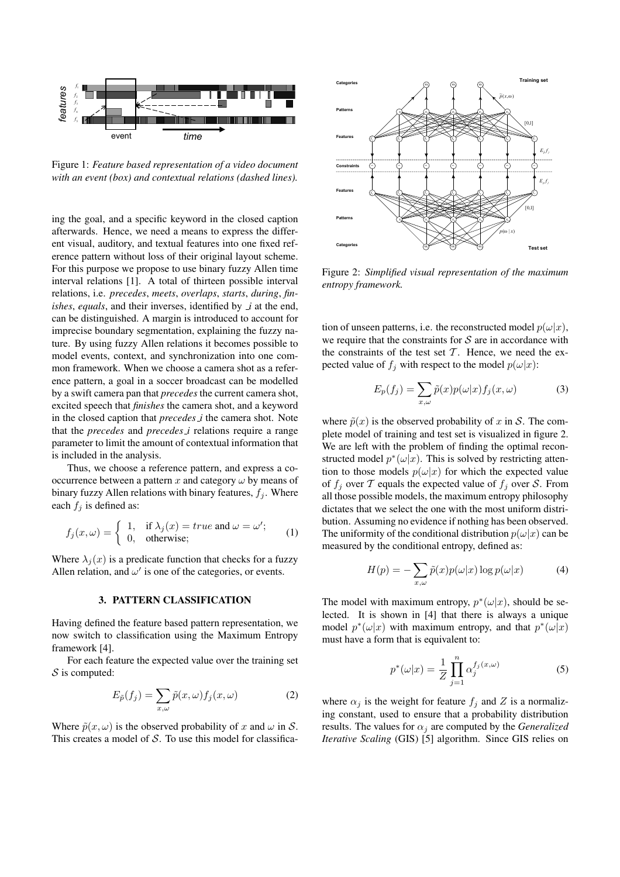Figure 1: *Feature based representation of a video document with an event (box) and contextual relations (dashed lines).*

ing the goal, and a specific keyword in the closed caption afterwards. Hence, we need a means to express the different visual, auditory, and textual features into one fixed reference pattern without loss of their original layout scheme. For this purpose we propose to use binary fuzzy Allen time interval relations [1]. A total of thirteen possible interval relations, i.e. *precedes*, *meets*, *overlaps*, *starts*, *during*, *finishes*, *equals*, and their inverses, identified by *_i* at the end, can be distinguished. A margin is introduced to account for imprecise boundary segmentation, explaining the fuzzy nature. By using fuzzy Allen relations it becomes possible to model events, context, and synchronization into one common framework. When we choose a camera shot as a reference pattern, a goal in a soccer broadcast can be modelled by a swift camera pan that *precedes* the current camera shot, excited speech that *finishes* the camera shot, and a keyword in the closed caption that *precedes_i* the camera shot. Note that the *precedes* and *precedes_i* relations require a range parameter to limit the amount of contextual information that is included in the analysis.

Thus, we choose a reference pattern, and express a co-occurrence between a pattern $x$ and category $\omega$ by means of binary fuzzy Allen relations with binary features, $f_j$. Where each $f_j$ is defined as:

$$f_j(x, \omega) = \begin{cases} 1, & \text{if } \lambda_j(x) = true \text{ and } \omega = \omega'; \\ 0, & \text{otherwise;} \end{cases} \tag{1}$$

Where $\lambda_j(x)$ is a predicate function that checks for a fuzzy Allen relation, and $\omega'$ is one of the categories, or events.

### 3. PATTERN CLASSIFICATION

Having defined the feature based pattern representation, we now switch to classification using the Maximum Entropy framework [4].

For each feature the expected value over the training set $\mathcal{S}$ is computed:

$$E_{\tilde{p}}(f_j) = \sum_{x,\omega} \tilde{p}(x, \omega) f_j(x, \omega) \tag{2}$$

Where $\tilde{p}(x, \omega)$ is the observed probability of $x$ and $\omega$ in $\mathcal{S}$. This creates a model of $\mathcal{S}$. To use this model for classification of unseen patterns, i.e. the reconstructed model $p(\omega|x)$, we require that the constraints for $\mathcal{S}$ are in accordance with the constraints of the test set $\mathcal{T}$. Hence, we need the expected value of $f_j$ with respect to the model $p(\omega|x)$:

$$E_p(f_j) = \sum_{x,\omega} \tilde{p}(x) p(\omega|x) f_j(x, \omega) \tag{3}$$

where $\tilde{p}(x)$ is the observed probability of $x$ in $\mathcal{S}$. The complete model of training and test set is visualized in figure 2. We are left with the problem of finding the optimal reconstructed model $p^*(\omega|x)$. This is solved by restricting attention to those models $p(\omega|x)$ for which the expected value of $f_j$ over $\mathcal{T}$ equals the expected value of $f_j$ over $\mathcal{S}$. From all those possible models, the maximum entropy philosophy dictates that we select the one with the most uniform distribution. Assuming no evidence if nothing has been observed. The uniformity of the conditional distribution $p(\omega|x)$ can be measured by the conditional entropy, defined as:

$$H(p) = -\sum_{x,\omega} \tilde{p}(x) p(\omega|x) \log p(\omega|x) \tag{4}$$

The model with maximum entropy, $p^*(\omega|x)$, should be selected. It is shown in [4] that there is always a unique model $p^*(\omega|x)$ with maximum entropy, and that $p^*(\omega|x)$ must have a form that is equivalent to:

$$p^*(\omega|x) = \frac{1}{Z} \prod_{j=1}^{n} \alpha_j^{f_j(x,\omega)} \tag{5}$$

where $\alpha_j$ is the weight for feature $f_j$ and $Z$ is a normalizing constant, used to ensure that a probability distribution results. The values for $\alpha_j$ are computed by the *Generalized Iterative Scaling* (GIS) [5] algorithm. Since GIS relies on

Figure 2: *Simplified visual representation of the maximum entropy framework.*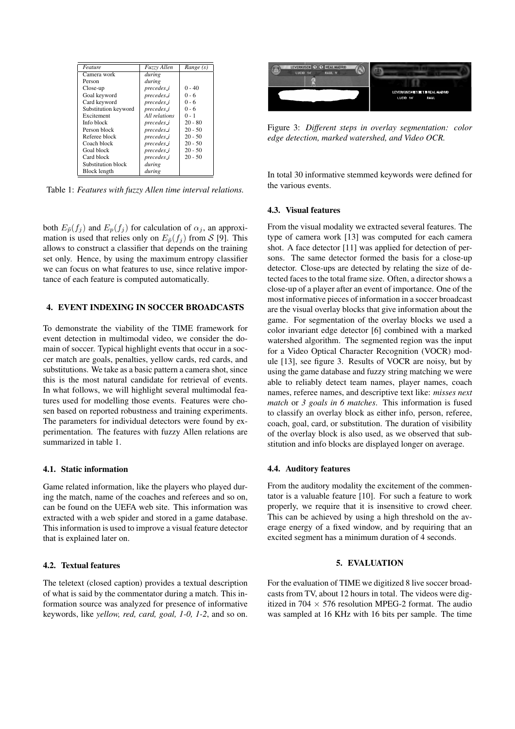| Feature | Fuzzy Allen | Range (s) |
|---|---|---|
| Camera work | *during* | |
| Person | *during* | |
| Close-up | *precedes_i* | 0 - 40 |
| Goal keyword | *precedes_i* | 0 - 6 |
| Card keyword | *precedes_i* | 0 - 6 |
| Substitution keyword | *precedes_i* | 0 - 6 |
| Excitement | *All relations* | 0 - 1 |
| Info block | *precedes_i* | 20 - 80 |
| Person block | *precedes_i* | 20 - 50 |
| Referee block | *precedes_i* | 20 - 50 |
| Coach block | *precedes_i* | 20 - 50 |
| Goal block | *precedes_i* | 20 - 50 |
| Card block | *precedes_i* | 20 - 50 |
| Substitution block | *during* | |
| Block length | *during* | |

Table 1: *Features with fuzzy Allen time interval relations.*

both $E_{\tilde{p}}(f_j)$ and $E_p(f_j)$ for calculation of $\alpha_j$, an approximation is used that relies only on $E_{\tilde{p}}(f_j)$ from $\mathcal{S}$ [9]. This allows to construct a classifier that depends on the training set only. Hence, by using the maximum entropy classifier we can focus on what features to use, since relative importance of each feature is computed automatically.

## 4. EVENT INDEXING IN SOCCER BROADCASTS

To demonstrate the viability of the TIME framework for event detection in multimodal video, we consider the domain of soccer. Typical highlight events that occur in a soccer match are goals, penalties, yellow cards, red cards, and substitutions. We take as a basic pattern a camera shot, since this is the most natural candidate for retrieval of events. In what follows, we will highlight several multimodal features used for modelling those events. Features were chosen based on reported robustness and training experiments. The parameters for individual detectors were found by experimentation. The features with fuzzy Allen relations are summarized in table 1.

### 4.1. Static information

Game related information, like the players who played during the match, name of the coaches and referees and so on, can be found on the UEFA web site. This information was extracted with a web spider and stored in a game database. This information is used to improve a visual feature detector that is explained later on.

### 4.2. Textual features

The teletext (closed caption) provides a textual description of what is said by the commentator during a match. This information source was analyzed for presence of informative keywords, like *yellow, red, card, goal, 1-0, 1-2*, and so on. In total 30 informative stemmed keywords were defined for the various events.

Figure 3: *Different steps in overlay segmentation: color edge detection, marked watershed, and Video OCR.*

### 4.3. Visual features

From the visual modality we extracted several features. The type of camera work [13] was computed for each camera shot. A face detector [11] was applied for detection of persons. The same detector formed the basis for a close-up detector. Close-ups are detected by relating the size of detected faces to the total frame size. Often, a director shows a close-up of a player after an event of importance. One of the most informative pieces of information in a soccer broadcast are the visual overlay blocks that give information about the game. For segmentation of the overlay blocks we used a color invariant edge detector [6] combined with a marked watershed algorithm. The segmented region was the input for a Video Optical Character Recognition (VOCR) module [13], see figure 3. Results of VOCR are noisy, but by using the game database and fuzzy string matching we were able to reliably detect team names, player names, coach names, referee names, and descriptive text like: *misses next match* or *3 goals in 6 matches*. This information is fused to classify an overlay block as either info, person, referee, coach, goal, card, or substitution. The duration of visibility of the overlay block is also used, as we observed that substitution and info blocks are displayed longer on average.

### 4.4. Auditory features

From the auditory modality the excitement of the commentator is a valuable feature [10]. For such a feature to work properly, we require that it is insensitive to crowd cheer. This can be achieved by using a high threshold on the average energy of a fixed window, and by requiring that an excited segment has a minimum duration of 4 seconds.

## 5. EVALUATION

For the evaluation of TIME we digitized 8 live soccer broadcasts from TV, about 12 hours in total. The videos were digitized in $704 \times 576$ resolution MPEG-2 format. The audio was sampled at 16 KHz with 16 bits per sample. The time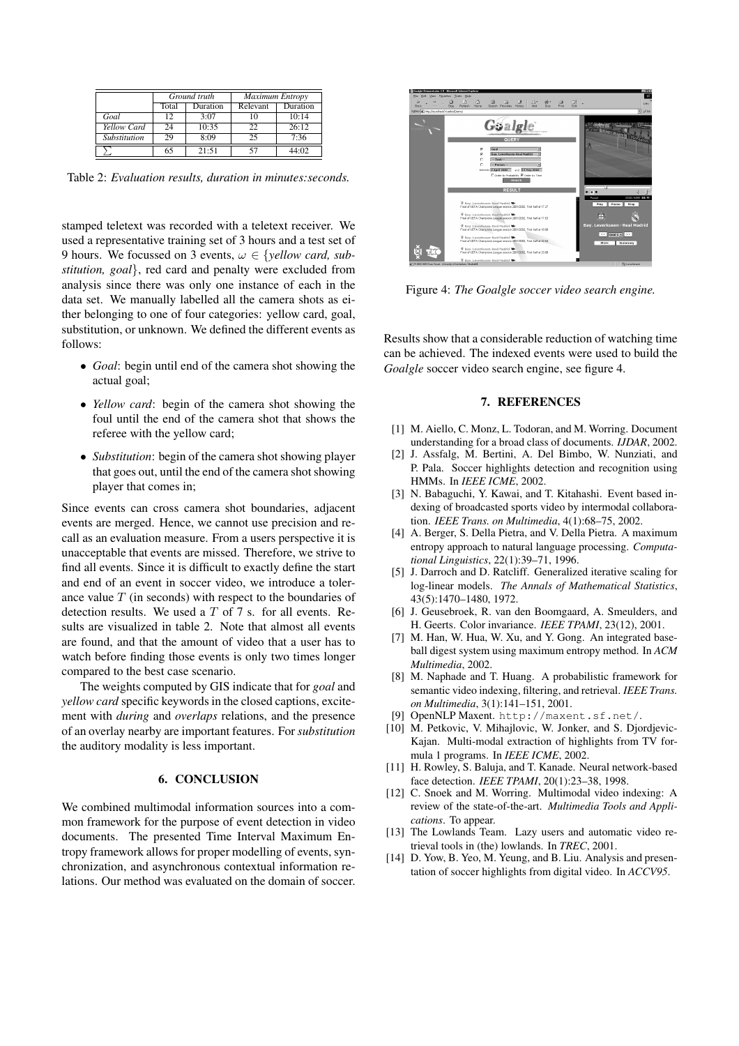|  | Ground truth |  | Maximum Entropy |  |
|---|---|---|---|---|
|  | Total | Duration | Relevant | Duration |
| *Goal* | 12 | 3:07 | 10 | 10:14 |
| *Yellow Card* | 24 | 10:35 | 22 | 26:12 |
| *Substitution* | 29 | 8:09 | 25 | 7:36 |
| $\sum$ | 65 | 21:51 | 57 | 44:02 |

Table 2: *Evaluation results, duration in minutes:seconds.*

stamped teletext was recorded with a teletext receiver. We used a representative training set of 3 hours and a test set of 9 hours. We focussed on 3 events, $\omega \in \{$*yellow card, substitution, goal*$\}$, red card and penalty were excluded from analysis since there was only one instance of each in the data set. We manually labelled all the camera shots as either belonging to one of four categories: yellow card, goal, substitution, or unknown. We defined the different events as follows:

- *Goal*: begin until end of the camera shot showing the actual goal;
- *Yellow card*: begin of the camera shot showing the foul until the end of the camera shot that shows the referee with the yellow card;
- *Substitution*: begin of the camera shot showing player that goes out, until the end of the camera shot showing player that comes in;

Since events can cross camera shot boundaries, adjacent events are merged. Hence, we cannot use precision and recall as an evaluation measure. From a users perspective it is unacceptable that events are missed. Therefore, we strive to find all events. Since it is difficult to exactly define the start and end of an event in soccer video, we introduce a tolerance value $T$ (in seconds) with respect to the boundaries of detection results. We used a $T$ of 7 s. for all events. Results are visualized in table 2. Note that almost all events are found, and that the amount of video that a user has to watch before finding those events is only two times longer compared to the best case scenario.

The weights computed by GIS indicate that for *goal* and *yellow card* specific keywords in the closed captions, excitement with *during* and *overlaps* relations, and the presence of an overlay nearby are important features. For *substitution* the auditory modality is less important.

## 6. CONCLUSION

We combined multimodal information sources into a common framework for the purpose of event detection in video documents. The presented Time Interval Maximum Entropy framework allows for proper modelling of events, synchronization, and asynchronous contextual information relations. Our method was evaluated on the domain of soccer. Results show that a considerable reduction of watching time can be achieved. The indexed events were used to build the *Goalgle* soccer video search engine, see figure 4.

Figure 4: *The Goalgle soccer video search engine.*

## 7. REFERENCES

[1] M. Aiello, C. Monz, L. Todoran, and M. Worring. Document understanding for a broad class of documents. *IJDAR*, 2002.

[2] J. Assfalg, M. Bertini, A. Del Bimbo, W. Nunziati, and P. Pala. Soccer highlights detection and recognition using HMMs. In *IEEE ICME*, 2002.

[3] N. Babaguchi, Y. Kawai, and T. Kitahashi. Event based indexing of broadcasted sports video by intermodal collaboration. *IEEE Trans. on Multimedia*, 4(1):68–75, 2002.

[4] A. Berger, S. Della Pietra, and V. Della Pietra. A maximum entropy approach to natural language processing. *Computational Linguistics*, 22(1):39–71, 1996.

[5] J. Darroch and D. Ratcliff. Generalized iterative scaling for log-linear models. *The Annals of Mathematical Statistics*, 43(5):1470–1480, 1972.

[6] J. Geusebroek, R. van den Boomgaard, A. Smeulders, and H. Geerts. Color invariance. *IEEE TPAMI*, 23(12), 2001.

[7] M. Han, W. Hua, W. Xu, and Y. Gong. An integrated baseball digest system using maximum entropy method. In *ACM Multimedia*, 2002.

[8] M. Naphade and T. Huang. A probabilistic framework for semantic video indexing, filtering, and retrieval. *IEEE Trans. on Multimedia*, 3(1):141–151, 2001.

[9] OpenNLP Maxent. `http://maxent.sf.net/`.

[10] M. Petkovic, V. Mihajlovic, W. Jonker, and S. Djordjevic-Kajan. Multi-modal extraction of highlights from TV formula 1 programs. In *IEEE ICME*, 2002.

[11] H. Rowley, S. Baluja, and T. Kanade. Neural network-based face detection. *IEEE TPAMI*, 20(1):23–38, 1998.

[12] C. Snoek and M. Worring. Multimodal video indexing: A review of the state-of-the-art. *Multimedia Tools and Applications*. To appear.

[13] The Lowlands Team. Lazy users and automatic video retrieval tools in (the) lowlands. In *TREC*, 2001.

[14] D. Yow, B. Yeo, M. Yeung, and B. Liu. Analysis and presentation of soccer highlights from digital video. In *ACCV95*.